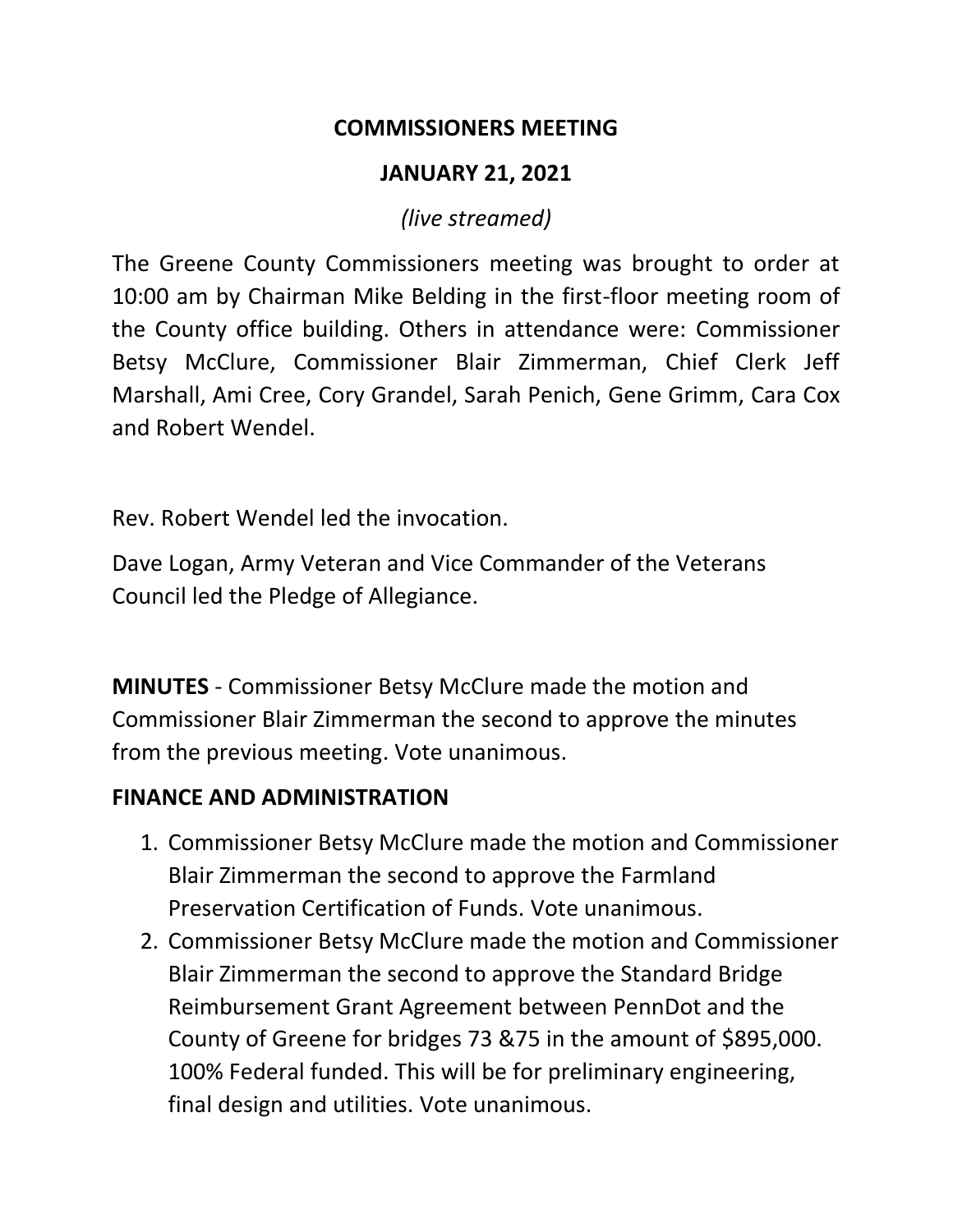# COMMISSIONERS MEETING

## JANUARY 21, 2021

*(live streamed)*

The Greene County Commissioners meeting was brought to order at 10:00 am by Chairman Mike Belding in the first-floor meeting room of the County office building. Others in attendance were: Commissioner Betsy McClure, Commissioner Blair Zimmerman, Chief Clerk Jeff Marshall, Ami Cree, Cory Grandel, Sarah Penich, Gene Grimm, Cara Cox and Robert Wendel.

Rev. Robert Wendel led the invocation.

Dave Logan, Army Veteran and Vice Commander of the Veterans Council led the Pledge of Allegiance.

**MINUTES** - Commissioner Betsy McClure made the motion and Commissioner Blair Zimmerman the second to approve the minutes from the previous meeting. Vote unanimous.

**FINANCE AND ADMINISTRATION**

1. Commissioner Betsy McClure made the motion and Commissioner Blair Zimmerman the second to approve the Farmland Preservation Certification of Funds. Vote unanimous.
2. Commissioner Betsy McClure made the motion and Commissioner Blair Zimmerman the second to approve the Standard Bridge Reimbursement Grant Agreement between PennDot and the County of Greene for bridges 73 &75 in the amount of $895,000. 100% Federal funded. This will be for preliminary engineering, final design and utilities. Vote unanimous.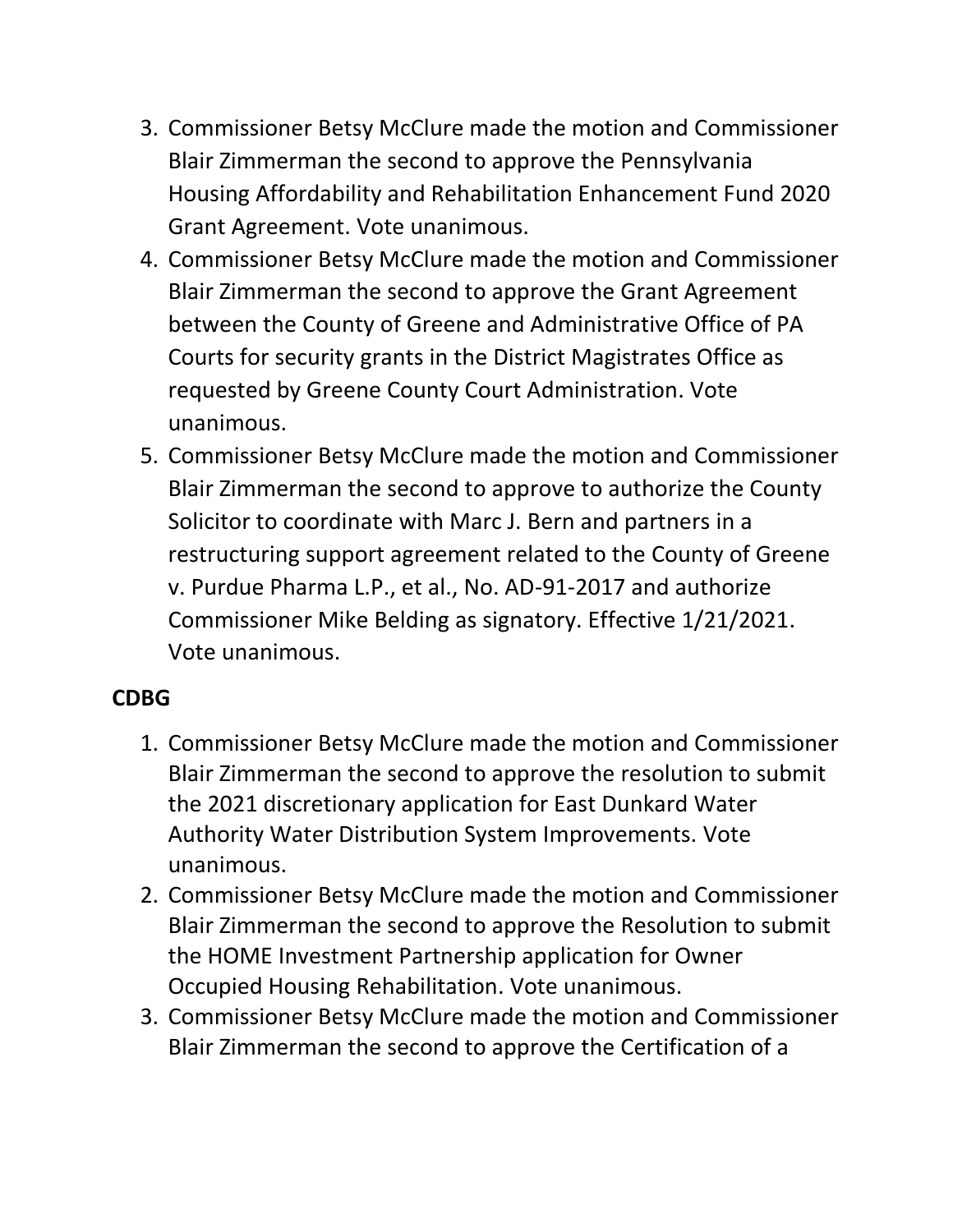3. Commissioner Betsy McClure made the motion and Commissioner Blair Zimmerman the second to approve the Pennsylvania Housing Affordability and Rehabilitation Enhancement Fund 2020 Grant Agreement. Vote unanimous.
4. Commissioner Betsy McClure made the motion and Commissioner Blair Zimmerman the second to approve the Grant Agreement between the County of Greene and Administrative Office of PA Courts for security grants in the District Magistrates Office as requested by Greene County Court Administration. Vote unanimous.
5. Commissioner Betsy McClure made the motion and Commissioner Blair Zimmerman the second to approve to authorize the County Solicitor to coordinate with Marc J. Bern and partners in a restructuring support agreement related to the County of Greene v. Purdue Pharma L.P., et al., No. AD-91-2017 and authorize Commissioner Mike Belding as signatory. Effective 1/21/2021. Vote unanimous.

**CDBG**

1. Commissioner Betsy McClure made the motion and Commissioner Blair Zimmerman the second to approve the resolution to submit the 2021 discretionary application for East Dunkard Water Authority Water Distribution System Improvements. Vote unanimous.
2. Commissioner Betsy McClure made the motion and Commissioner Blair Zimmerman the second to approve the Resolution to submit the HOME Investment Partnership application for Owner Occupied Housing Rehabilitation. Vote unanimous.
3. Commissioner Betsy McClure made the motion and Commissioner Blair Zimmerman the second to approve the Certification of a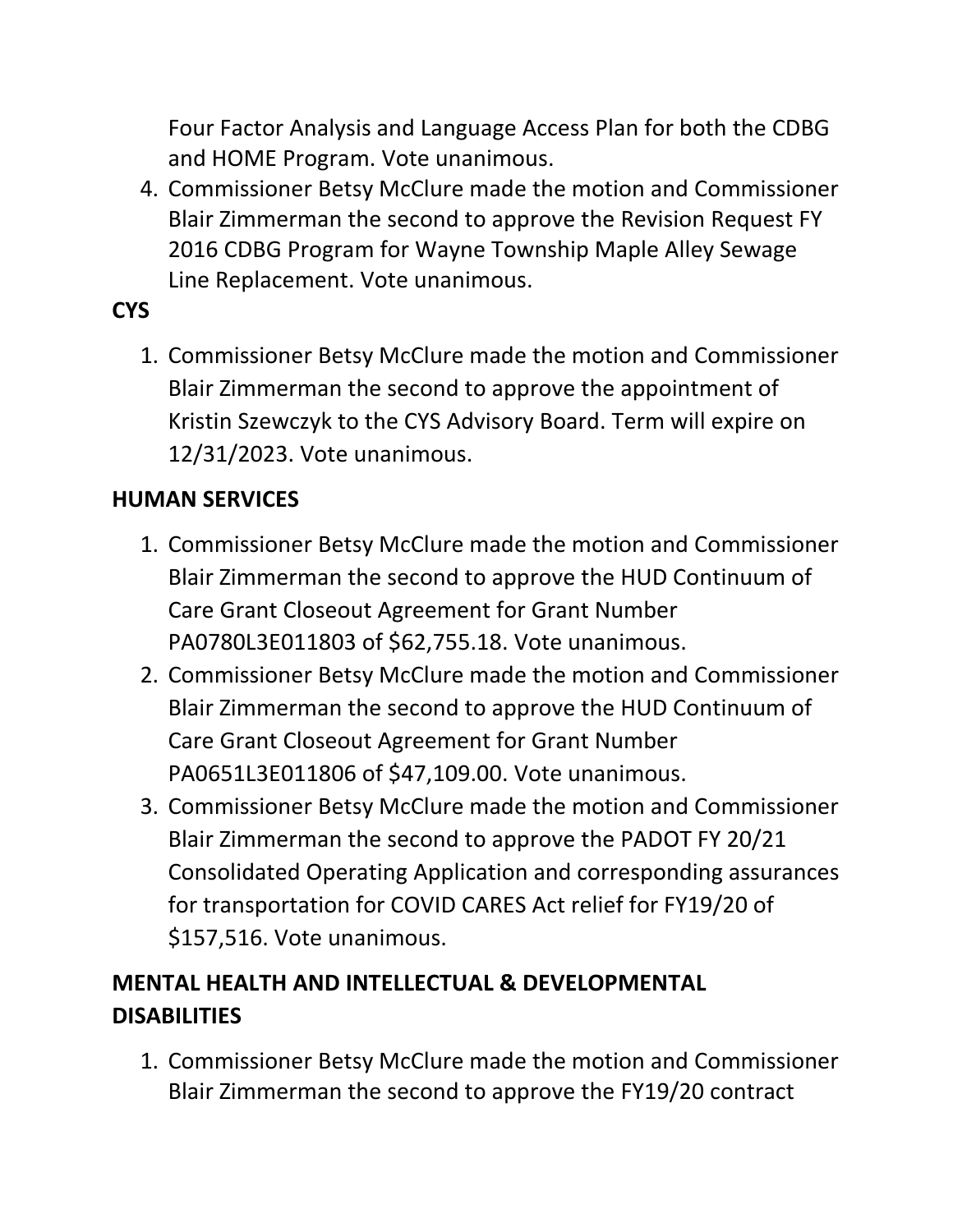Four Factor Analysis and Language Access Plan for both the CDBG and HOME Program. Vote unanimous.

4. Commissioner Betsy McClure made the motion and Commissioner Blair Zimmerman the second to approve the Revision Request FY 2016 CDBG Program for Wayne Township Maple Alley Sewage Line Replacement. Vote unanimous.

**CYS**

1. Commissioner Betsy McClure made the motion and Commissioner Blair Zimmerman the second to approve the appointment of Kristin Szewczyk to the CYS Advisory Board. Term will expire on 12/31/2023. Vote unanimous.

**HUMAN SERVICES**

1. Commissioner Betsy McClure made the motion and Commissioner Blair Zimmerman the second to approve the HUD Continuum of Care Grant Closeout Agreement for Grant Number PA0780L3E011803 of $62,755.18. Vote unanimous.
2. Commissioner Betsy McClure made the motion and Commissioner Blair Zimmerman the second to approve the HUD Continuum of Care Grant Closeout Agreement for Grant Number PA0651L3E011806 of $47,109.00. Vote unanimous.
3. Commissioner Betsy McClure made the motion and Commissioner Blair Zimmerman the second to approve the PADOT FY 20/21 Consolidated Operating Application and corresponding assurances for transportation for COVID CARES Act relief for FY19/20 of $157,516. Vote unanimous.

**MENTAL HEALTH AND INTELLECTUAL & DEVELOPMENTAL DISABILITIES**

1. Commissioner Betsy McClure made the motion and Commissioner Blair Zimmerman the second to approve the FY19/20 contract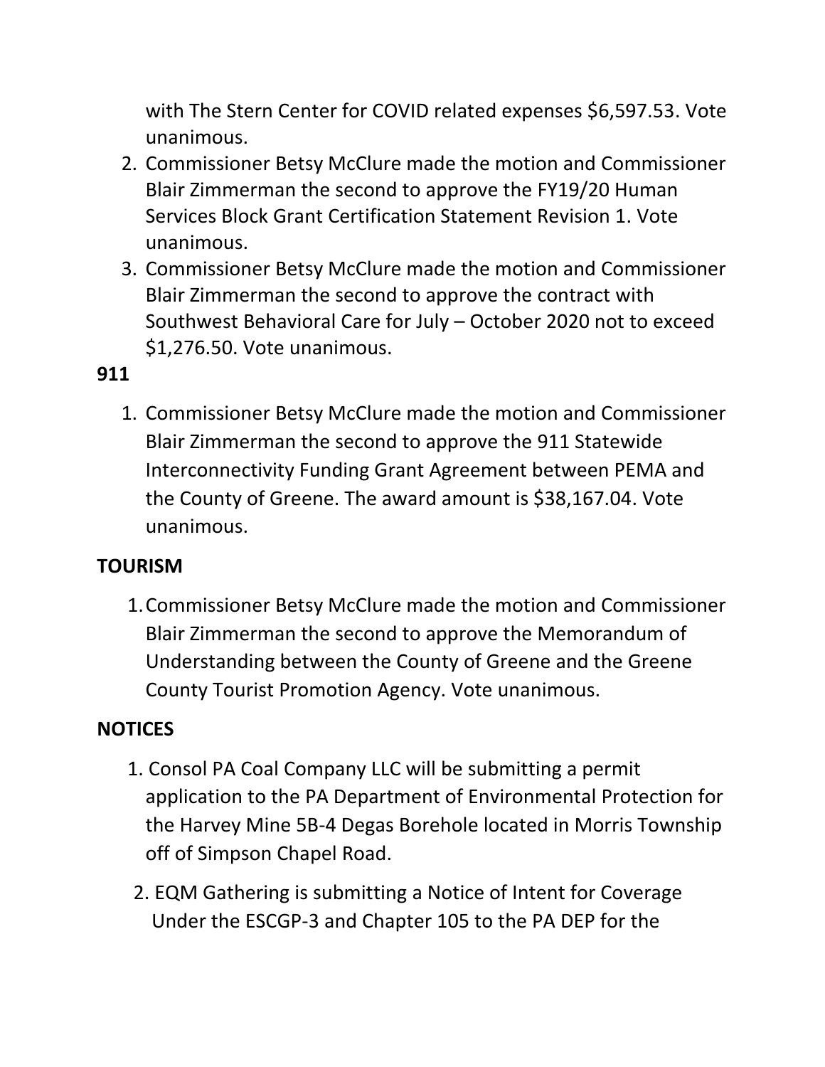with The Stern Center for COVID related expenses $6,597.53. Vote unanimous.

2. Commissioner Betsy McClure made the motion and Commissioner Blair Zimmerman the second to approve the FY19/20 Human Services Block Grant Certification Statement Revision 1. Vote unanimous.
3. Commissioner Betsy McClure made the motion and Commissioner Blair Zimmerman the second to approve the contract with Southwest Behavioral Care for July – October 2020 not to exceed $1,276.50. Vote unanimous.

**911**

1. Commissioner Betsy McClure made the motion and Commissioner Blair Zimmerman the second to approve the 911 Statewide Interconnectivity Funding Grant Agreement between PEMA and the County of Greene. The award amount is $38,167.04. Vote unanimous.

**TOURISM**

1. Commissioner Betsy McClure made the motion and Commissioner Blair Zimmerman the second to approve the Memorandum of Understanding between the County of Greene and the Greene County Tourist Promotion Agency. Vote unanimous.

**NOTICES**

1. Consol PA Coal Company LLC will be submitting a permit application to the PA Department of Environmental Protection for the Harvey Mine 5B-4 Degas Borehole located in Morris Township off of Simpson Chapel Road.
2. EQM Gathering is submitting a Notice of Intent for Coverage Under the ESCGP-3 and Chapter 105 to the PA DEP for the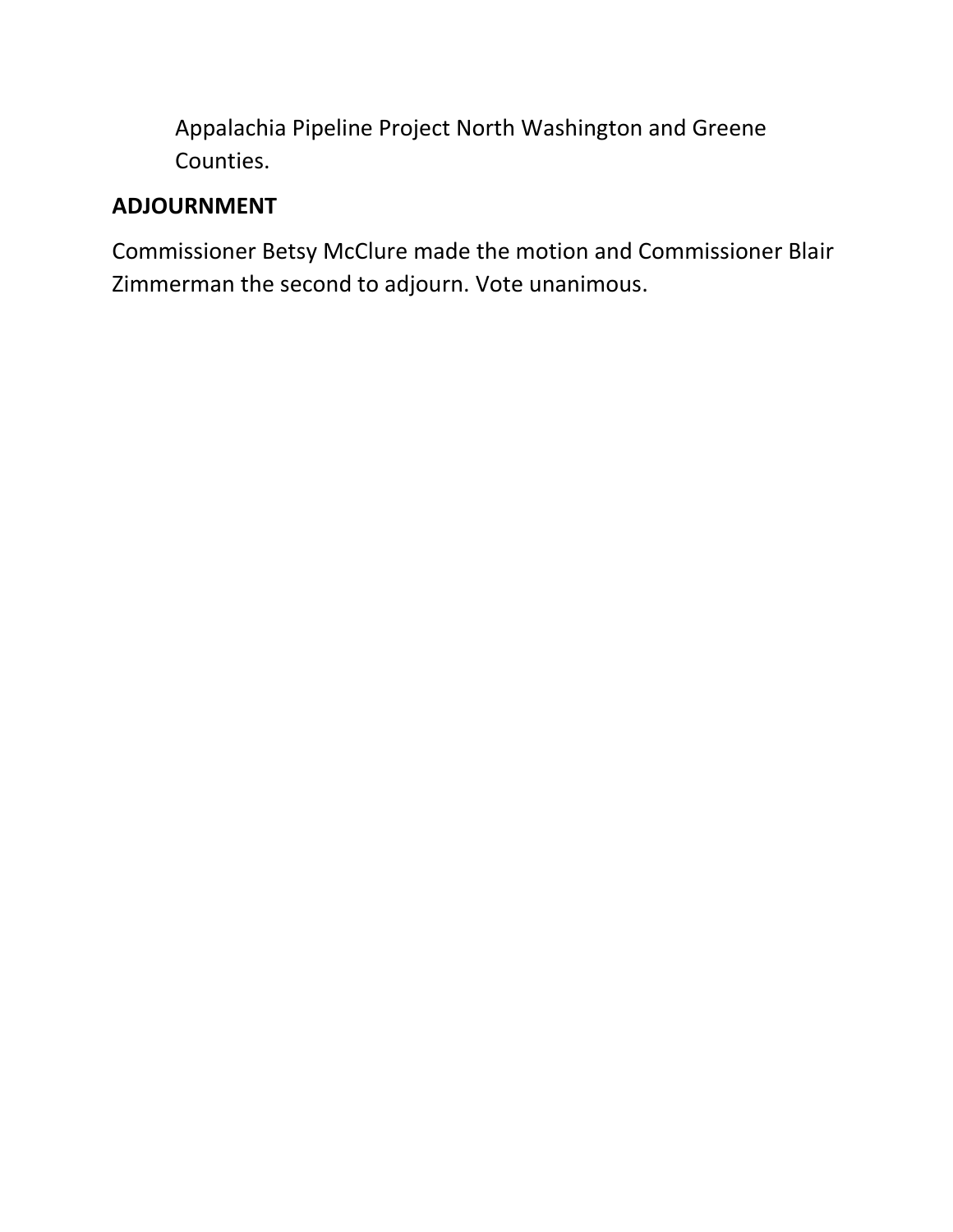Appalachia Pipeline Project North Washington and Greene Counties.

## ADJOURNMENT

Commissioner Betsy McClure made the motion and Commissioner Blair Zimmerman the second to adjourn. Vote unanimous.